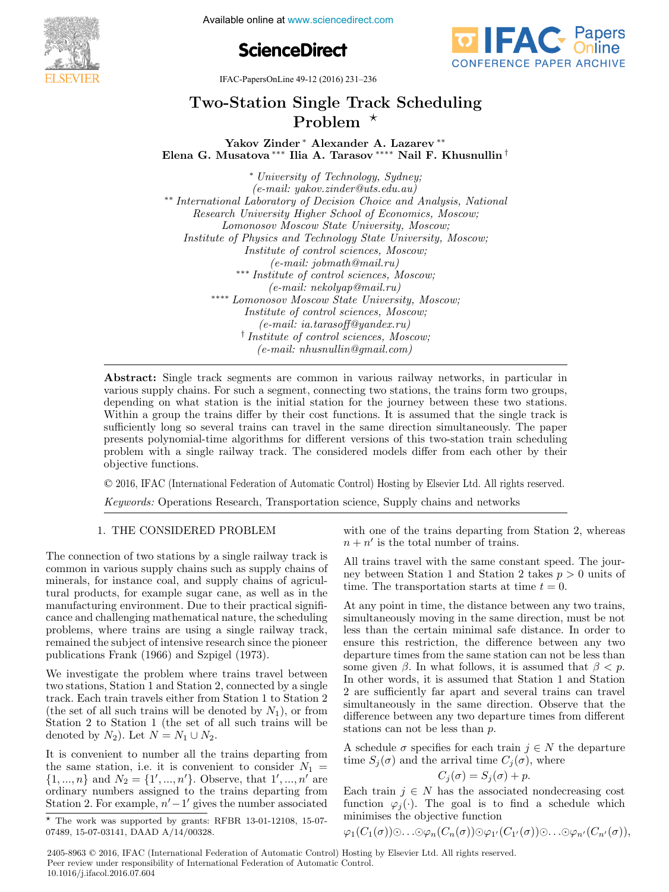# Two-Station Single Track Scheduling Problem ⋆

**Yakov Zinder** [*] **Alexander A. Lazarev** [**] **Elena G. Musatova** [***] **Ilia A. Tarasov** [****] **Nail F. Khusnullin** [†]

[*] *University of Technology, Sydney; (e-mail: yakov.zinder@uts.edu.au)*

[**] *International Laboratory of Decision Choice and Analysis, National Research University Higher School of Economics, Moscow; Lomonosov Moscow State University, Moscow; Institute of Physics and Technology State University, Moscow; Institute of control sciences, Moscow; (e-mail: jobmath@mail.ru)*

[***] *Institute of control sciences, Moscow; (e-mail: nekolyap@mail.ru)*

[****] *Lomonosov Moscow State University, Moscow; Institute of control sciences, Moscow; (e-mail: ia.tarasoff@yandex.ru)*

[†] *Institute of control sciences, Moscow; (e-mail: nhusnullin@gmail.com)*

**Abstract:** Single track segments are common in various railway networks, in particular in various supply chains. For such a segment, connecting two stations, the trains form two groups, depending on what station is the initial station for the journey between these two stations. Within a group the trains differ by their cost functions. It is assumed that the single track is sufficiently long so several trains can travel in the same direction simultaneously. The paper presents polynomial-time algorithms for different versions of this two-station train scheduling problem with a single railway track. The considered models differ from each other by their objective functions.

© 2016, IFAC (International Federation of Automatic Control) Hosting by Elsevier Ltd. All rights reserved.

*Keywords:* Operations Research, Transportation science, Supply chains and networks

## 1. THE CONSIDERED PROBLEM

The connection of two stations by a single railway track is common in various supply chains such as supply chains of minerals, for instance coal, and supply chains of agricultural products, for example sugar cane, as well as in the manufacturing environment. Due to their practical significance and challenging mathematical nature, the scheduling problems, where trains are using a single railway track, remained the subject of intensive research since the pioneer publications Frank (1966) and Szpigel (1973).

We investigate the problem where trains travel between two stations, Station 1 and Station 2, connected by a single track. Each train travels either from Station 1 to Station 2 (the set of all such trains will be denoted by $N_1$), or from Station 2 to Station 1 (the set of all such trains will be denoted by $N_2$). Let $N = N_1 \cup N_2$.

It is convenient to number all the trains departing from the same station, i.e. it is convenient to consider $N_1 = \{1, ..., n\}$ and $N_2 = \{1', ..., n'\}$. Observe, that $1', ..., n'$ are ordinary numbers assigned to the trains departing from Station 2. For example, $n' - 1'$ gives the number associated with one of the trains departing from Station 2, whereas $n + n'$ is the total number of trains.

All trains travel with the same constant speed. The journey between Station 1 and Station 2 takes $p > 0$ units of time. The transportation starts at time $t = 0$.

At any point in time, the distance between any two trains, simultaneously moving in the same direction, must be not less than the certain minimal safe distance. In order to ensure this restriction, the difference between any two departure times from the same station can not be less than some given $\beta$. In what follows, it is assumed that $\beta < p$. In other words, it is assumed that Station 1 and Station 2 are sufficiently far apart and several trains can travel simultaneously in the same direction. Observe that the difference between any two departure times from different stations can not be less than $p$.

A schedule $\sigma$ specifies for each train $j \in N$ the departure time $S_j(\sigma)$ and the arrival time $C_j(\sigma)$, where

$$C_j(\sigma) = S_j(\sigma) + p.$$

Each train $j \in N$ has the associated nondecreasing cost function $\varphi_j(\cdot)$. The goal is to find a schedule which minimises the objective function

$$\varphi_1(C_1(\sigma)) \odot \ldots \odot \varphi_n(C_n(\sigma)) \odot \varphi_{1'}(C_{1'}(\sigma)) \odot \ldots \odot \varphi_{n'}(C_{n'}(\sigma)),$$

⋆ The work was supported by grants: RFBR 13-01-12108, 15-07-07489, 15-07-03141, DAAD A/14/00328.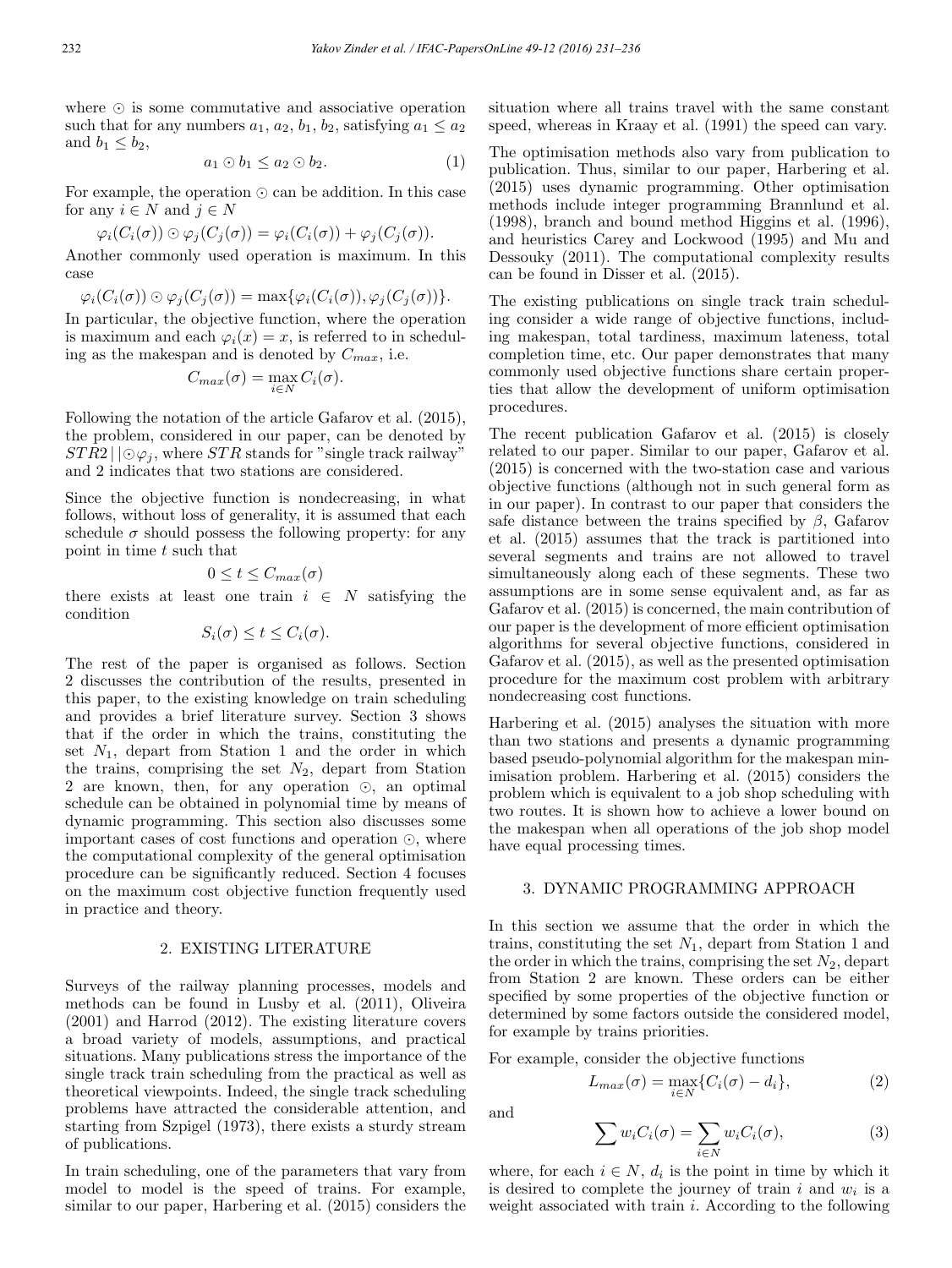where $\odot$ is some commutative and associative operation such that for any numbers $a_1$, $a_2$, $b_1$, $b_2$, satisfying $a_1 \leq a_2$ and $b_1 \leq b_2$,

$$a_1 \odot b_1 \leq a_2 \odot b_2. \tag{1}$$

For example, the operation $\odot$ can be addition. In this case for any $i \in N$ and $j \in N$

$$\varphi_i(C_i(\sigma)) \odot \varphi_j(C_j(\sigma)) = \varphi_i(C_i(\sigma)) + \varphi_j(C_j(\sigma)).$$

Another commonly used operation is maximum. In this case

$$\varphi_i(C_i(\sigma)) \odot \varphi_j(C_j(\sigma)) = \max\{\varphi_i(C_i(\sigma)), \varphi_j(C_j(\sigma))\}.$$

In particular, the objective function, where the operation is maximum and each $\varphi_i(x) = x$, is referred to in scheduling as the makespan and is denoted by $C_{max}$, i.e.

$$C_{max}(\sigma) = \max_{i \in N} C_i(\sigma).$$

Following the notation of the article Gafarov et al. (2015), the problem, considered in our paper, can be denoted by $STR2 \,|\,|\odot\varphi_j$, where $STR$ stands for "single track railway" and 2 indicates that two stations are considered.

Since the objective function is nondecreasing, in what follows, without loss of generality, it is assumed that each schedule $\sigma$ should possess the following property: for any point in time $t$ such that

$$0 \leq t \leq C_{max}(\sigma)$$

there exists at least one train $i \in N$ satisfying the condition

$$S_i(\sigma) \leq t \leq C_i(\sigma).$$

The rest of the paper is organised as follows. Section 2 discusses the contribution of the results, presented in this paper, to the existing knowledge on train scheduling and provides a brief literature survey. Section 3 shows that if the order in which the trains, constituting the set $N_1$, depart from Station 1 and the order in which the trains, comprising the set $N_2$, depart from Station 2 are known, then, for any operation $\odot$, an optimal schedule can be obtained in polynomial time by means of dynamic programming. This section also discusses some important cases of cost functions and operation $\odot$, where the computational complexity of the general optimisation procedure can be significantly reduced. Section 4 focuses on the maximum cost objective function frequently used in practice and theory.

## 2. EXISTING LITERATURE

Surveys of the railway planning processes, models and methods can be found in Lusby et al. (2011), Oliveira (2001) and Harrod (2012). The existing literature covers a broad variety of models, assumptions, and practical situations. Many publications stress the importance of the single track train scheduling from the practical as well as theoretical viewpoints. Indeed, the single track scheduling problems have attracted the considerable attention, and starting from Szpigel (1973), there exists a sturdy stream of publications.

In train scheduling, one of the parameters that vary from model to model is the speed of trains. For example, similar to our paper, Harbering et al. (2015) considers the situation where all trains travel with the same constant speed, whereas in Kraay et al. (1991) the speed can vary.

The optimisation methods also vary from publication to publication. Thus, similar to our paper, Harbering et al. (2015) uses dynamic programming. Other optimisation methods include integer programming Brannlund et al. (1998), branch and bound method Higgins et al. (1996), and heuristics Carey and Lockwood (1995) and Mu and Dessouky (2011). The computational complexity results can be found in Disser et al. (2015).

The existing publications on single track train scheduling consider a wide range of objective functions, including makespan, total tardiness, maximum lateness, total completion time, etc. Our paper demonstrates that many commonly used objective functions share certain properties that allow the development of uniform optimisation procedures.

The recent publication Gafarov et al. (2015) is closely related to our paper. Similar to our paper, Gafarov et al. (2015) is concerned with the two-station case and various objective functions (although not in such general form as in our paper). In contrast to our paper that considers the safe distance between the trains specified by $\beta$, Gafarov et al. (2015) assumes that the track is partitioned into several segments and trains are not allowed to travel simultaneously along each of these segments. These two assumptions are in some sense equivalent and, as far as Gafarov et al. (2015) is concerned, the main contribution of our paper is the development of more efficient optimisation algorithms for several objective functions, considered in Gafarov et al. (2015), as well as the presented optimisation procedure for the maximum cost problem with arbitrary nondecreasing cost functions.

Harbering et al. (2015) analyses the situation with more than two stations and presents a dynamic programming based pseudo-polynomial algorithm for the makespan minimisation problem. Harbering et al. (2015) considers the problem which is equivalent to a job shop scheduling with two routes. It is shown how to achieve a lower bound on the makespan when all operations of the job shop model have equal processing times.

## 3. DYNAMIC PROGRAMMING APPROACH

In this section we assume that the order in which the trains, constituting the set $N_1$, depart from Station 1 and the order in which the trains, comprising the set $N_2$, depart from Station 2 are known. These orders can be either specified by some properties of the objective function or determined by some factors outside the considered model, for example by trains priorities.

For example, consider the objective functions

$$L_{max}(\sigma) = \max_{i \in N}\{C_i(\sigma) - d_i\}, \tag{2}$$

and

$$\sum w_i C_i(\sigma) = \sum_{i \in N} w_i C_i(\sigma), \tag{3}$$

where, for each $i \in N$, $d_i$ is the point in time by which it is desired to complete the journey of train $i$ and $w_i$ is a weight associated with train $i$. According to the following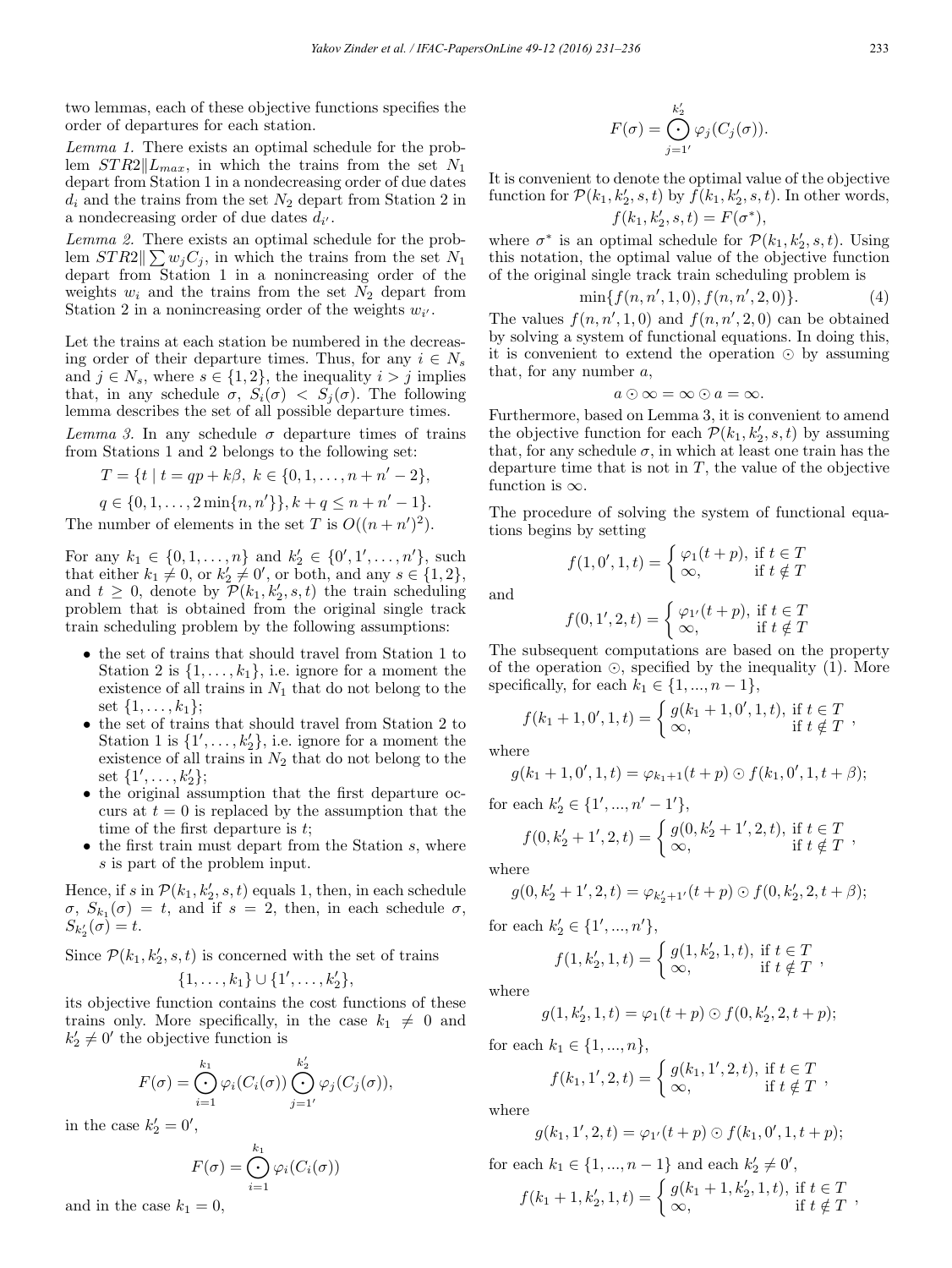two lemmas, each of these objective functions specifies the order of departures for each station.

*Lemma 1.* There exists an optimal schedule for the problem $STR2\|L_{max}$, in which the trains from the set $N_1$ depart from Station 1 in a nondecreasing order of due dates $d_i$ and the trains from the set $N_2$ depart from Station 2 in a nondecreasing order of due dates $d_{i'}$.

*Lemma 2.* There exists an optimal schedule for the problem $STR2\|\sum w_j C_j$, in which the trains from the set $N_1$ depart from Station 1 in a nonincreasing order of the weights $w_i$ and the trains from the set $N_2$ depart from Station 2 in a nonincreasing order of the weights $w_{i'}$.

Let the trains at each station be numbered in the decreasing order of their departure times. Thus, for any $i \in N_s$ and $j \in N_s$, where $s \in \{1, 2\}$, the inequality $i > j$ implies that, in any schedule $\sigma$, $S_i(\sigma) < S_j(\sigma)$. The following lemma describes the set of all possible departure times.

*Lemma 3.* In any schedule $\sigma$ departure times of trains from Stations 1 and 2 belongs to the following set:

$$T = \{t \mid t = qp + k\beta,\ k \in \{0, 1, \dots, n + n' - 2\},$$

$$q \in \{0, 1, \dots, 2\min\{n, n'\}\}, k + q \leq n + n' - 1\}.$$

The number of elements in the set $T$ is $O((n + n')^2)$.

For any $k_1 \in \{0, 1, \dots, n\}$ and $k'_2 \in \{0', 1', \dots, n'\}$, such that either $k_1 \neq 0$, or $k'_2 \neq 0'$, or both, and any $s \in \{1, 2\}$, and $t \geq 0$, denote by $\mathcal{P}(k_1, k'_2, s, t)$ the train scheduling problem that is obtained from the original single track train scheduling problem by the following assumptions:

- the set of trains that should travel from Station 1 to Station 2 is $\{1, \dots, k_1\}$, i.e. ignore for a moment the existence of all trains in $N_1$ that do not belong to the set $\{1, \dots, k_1\}$;
- the set of trains that should travel from Station 2 to Station 1 is $\{1', \dots, k'_2\}$, i.e. ignore for a moment the existence of all trains in $N_2$ that do not belong to the set $\{1', \dots, k'_2\}$;
- the original assumption that the first departure occurs at $t = 0$ is replaced by the assumption that the time of the first departure is $t$;
- the first train must depart from the Station $s$, where $s$ is part of the problem input.

Hence, if $s$ in $\mathcal{P}(k_1, k'_2, s, t)$ equals 1, then, in each schedule $\sigma$, $S_{k_1}(\sigma) = t$, and if $s = 2$, then, in each schedule $\sigma$, $S_{k'_2}(\sigma) = t$.

Since $\mathcal{P}(k_1, k'_2, s, t)$ is concerned with the set of trains

$$\{1, \dots, k_1\} \cup \{1', \dots, k'_2\},$$

its objective function contains the cost functions of these trains only. More specifically, in the case $k_1 \neq 0$ and $k'_2 \neq 0'$ the objective function is

$$F(\sigma) = \bigodot_{i=1}^{k_1} \varphi_i(C_i(\sigma)) \bigodot_{j=1'}^{k'_2} \varphi_j(C_j(\sigma)),$$

in the case $k'_2 = 0'$,

$$F(\sigma) = \bigodot_{i=1}^{k_1} \varphi_i(C_i(\sigma))$$

and in the case $k_1 = 0$,

$$F(\sigma) = \bigodot_{j=1'}^{k'_2} \varphi_j(C_j(\sigma)).$$

It is convenient to denote the optimal value of the objective function for $\mathcal{P}(k_1, k'_2, s, t)$ by $f(k_1, k'_2, s, t)$. In other words,

$$f(k_1, k'_2, s, t) = F(\sigma^*),$$

where $\sigma^*$ is an optimal schedule for $\mathcal{P}(k_1, k'_2, s, t)$. Using this notation, the optimal value of the objective function of the original single track train scheduling problem is

$$\min\{f(n, n', 1, 0), f(n, n', 2, 0)\}. \tag{4}$$

The values $f(n, n', 1, 0)$ and $f(n, n', 2, 0)$ can be obtained by solving a system of functional equations. In doing this, it is convenient to extend the operation $\odot$ by assuming that, for any number $a$,

$$a \odot \infty = \infty \odot a = \infty.$$

Furthermore, based on Lemma 3, it is convenient to amend the objective function for each $\mathcal{P}(k_1, k'_2, s, t)$ by assuming that, for any schedule $\sigma$, in which at least one train has the departure time that is not in $T$, the value of the objective function is $\infty$.

The procedure of solving the system of functional equations begins by setting

$$f(1, 0', 1, t) = \begin{cases} \varphi_1(t + p), & \text{if } t \in T \\ \infty, & \text{if } t \notin T \end{cases}$$

and

$$f(0, 1', 2, t) = \begin{cases} \varphi_{1'}(t + p), & \text{if } t \in T \\ \infty, & \text{if } t \notin T \end{cases}$$

The subsequent computations are based on the property of the operation $\odot$, specified by the inequality (1). More specifically, for each $k_1 \in \{1, ..., n - 1\}$,

$$f(k_1 + 1, 0', 1, t) = \begin{cases} g(k_1 + 1, 0', 1, t), & \text{if } t \in T \\ \infty, & \text{if } t \notin T \end{cases},$$

where

$$g(k_1 + 1, 0', 1, t) = \varphi_{k_1+1}(t + p) \odot f(k_1, 0', 1, t + \beta);$$

for each $k'_2 \in \{1', ..., n' - 1'\}$,

$$f(0, k'_2 + 1', 2, t) = \begin{cases} g(0, k'_2 + 1', 2, t), & \text{if } t \in T \\ \infty, & \text{if } t \notin T \end{cases},$$

where

$$g(0, k'_2 + 1', 2, t) = \varphi_{k'_2+1'}(t + p) \odot f(0, k'_2, 2, t + \beta);$$

for each $k'_2 \in \{1', ..., n'\}$,

$$f(1, k'_2, 1, t) = \begin{cases} g(1, k'_2, 1, t), & \text{if } t \in T \\ \infty, & \text{if } t \notin T \end{cases},$$

where

$$g(1, k'_2, 1, t) = \varphi_1(t + p) \odot f(0, k'_2, 2, t + p);$$

for each $k_1 \in \{1, ..., n\}$,

$$f(k_1, 1', 2, t) = \begin{cases} g(k_1, 1', 2, t), & \text{if } t \in T \\ \infty, & \text{if } t \notin T \end{cases},$$

where

$$g(k_1, 1', 2, t) = \varphi_{1'}(t + p) \odot f(k_1, 0', 1, t + p);$$

for each $k_1 \in \{1, ..., n - 1\}$ and each $k'_2 \neq 0'$,

$$f(k_1 + 1, k'_2, 1, t) = \begin{cases} g(k_1 + 1, k'_2, 1, t), & \text{if } t \in T \\ \infty, & \text{if } t \notin T \end{cases},$$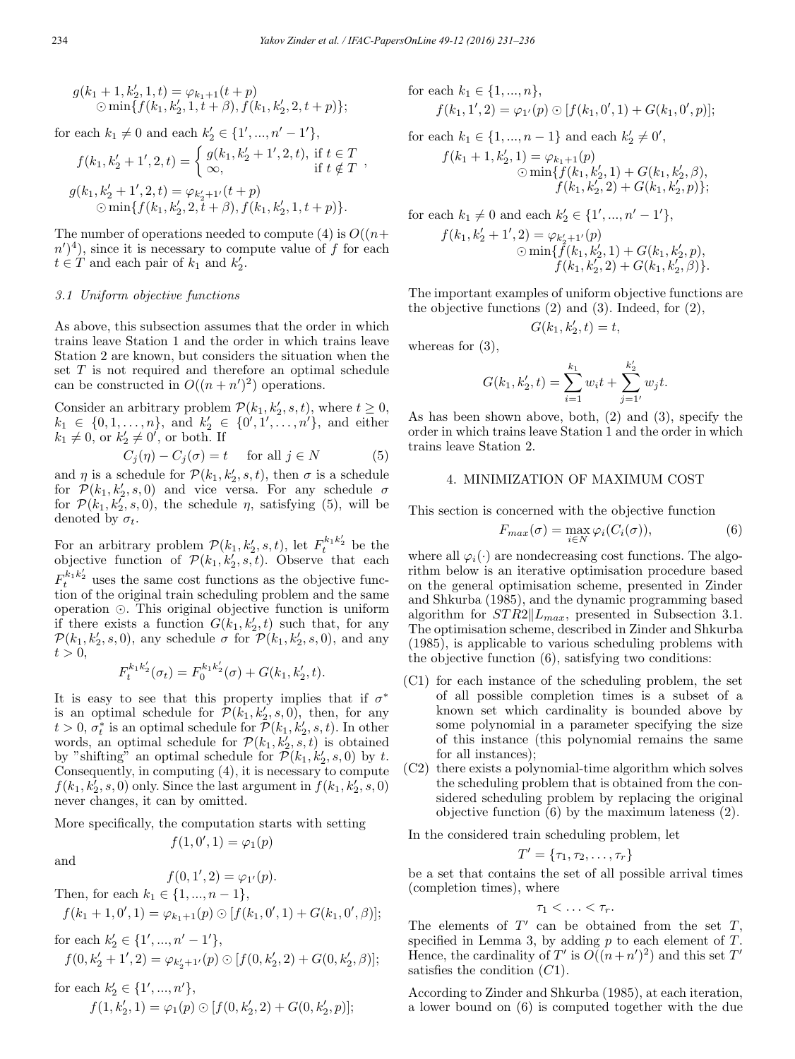$$g(k_1+1, k_2', 1, t) = \varphi_{k_1+1}(t+p) \odot \min\{f(k_1, k_2', 1, t+\beta), f(k_1, k_2', 2, t+p)\};$$

for each $k_1 \neq 0$ and each $k_2' \in \{1', ..., n'-1'\}$,

$$f(k_1, k_2'+1', 2, t) = \begin{cases} g(k_1, k_2'+1', 2, t), & \text{if } t \in T \\ \infty, & \text{if } t \notin T \end{cases},$$

$$g(k_1, k_2'+1', 2, t) = \varphi_{k_2'+1'}(t+p) \odot \min\{f(k_1, k_2', 2, t+\beta), f(k_1, k_2', 1, t+p)\}.$$

The number of operations needed to compute (4) is $O((n+n')^4)$, since it is necessary to compute value of $f$ for each $t \in T$ and each pair of $k_1$ and $k_2'$.

### 3.1 Uniform objective functions

As above, this subsection assumes that the order in which trains leave Station 1 and the order in which trains leave Station 2 are known, but considers the situation when the set $T$ is not required and therefore an optimal schedule can be constructed in $O((n+n')^2)$ operations.

Consider an arbitrary problem $\mathcal{P}(k_1, k_2', s, t)$, where $t \geq 0$, $k_1 \in \{0, 1, \ldots, n\}$, and $k_2' \in \{0', 1', \ldots, n'\}$, and either $k_1 \neq 0$, or $k_2' \neq 0'$, or both. If

$$C_j(\eta) - C_j(\sigma) = t \quad \text{ for all } j \in N \tag{5}$$

and $\eta$ is a schedule for $\mathcal{P}(k_1, k_2', s, t)$, then $\sigma$ is a schedule for $\mathcal{P}(k_1, k_2', s, 0)$ and vice versa. For any schedule $\sigma$ for $\mathcal{P}(k_1, k_2', s, 0)$, the schedule $\eta$, satisfying (5), will be denoted by $\sigma_t$.

For an arbitrary problem $\mathcal{P}(k_1, k_2', s, t)$, let $F_t^{k_1 k_2'}$ be the objective function of $\mathcal{P}(k_1, k_2', s, t)$. Observe that each $F_t^{k_1 k_2'}$ uses the same cost functions as the objective function of the original train scheduling problem and the same operation $\odot$. This original objective function is uniform if there exists a function $G(k_1, k_2', t)$ such that, for any $\mathcal{P}(k_1, k_2', s, 0)$, any schedule $\sigma$ for $\mathcal{P}(k_1, k_2', s, 0)$, and any $t > 0$,

$$F_t^{k_1 k_2'}(\sigma_t) = F_0^{k_1 k_2'}(\sigma) + G(k_1, k_2', t).$$

It is easy to see that this property implies that if $\sigma^*$ is an optimal schedule for $\mathcal{P}(k_1, k_2', s, 0)$, then, for any $t > 0$, $\sigma_t^*$ is an optimal schedule for $\mathcal{P}(k_1, k_2', s, t)$. In other words, an optimal schedule for $\mathcal{P}(k_1, k_2', s, t)$ is obtained by "shifting" an optimal schedule for $\mathcal{P}(k_1, k_2', s, 0)$ by $t$. Consequently, in computing (4), it is necessary to compute $f(k_1, k_2', s, 0)$ only. Since the last argument in $f(k_1, k_2', s, 0)$ never changes, it can by omitted.

More specifically, the computation starts with setting

$$f(1, 0', 1) = \varphi_1(p)$$

and

$$f(0, 1', 2) = \varphi_{1'}(p).$$

Then, for each $k_1 \in \{1, ..., n-1\}$,

$$f(k_1+1, 0', 1) = \varphi_{k_1+1}(p) \odot [f(k_1, 0', 1) + G(k_1, 0', \beta)];$$

for each $k_2' \in \{1', ..., n'-1'\}$,

$$f(0, k_2'+1', 2) = \varphi_{k_2'+1'}(p) \odot [f(0, k_2', 2) + G(0, k_2', \beta)];$$

for each $k_2' \in \{1', ..., n'\}$,

$$f(1, k_2', 1) = \varphi_1(p) \odot [f(0, k_2', 2) + G(0, k_2', p)];$$

for each $k_1 \in \{1, ..., n\}$,

$$f(k_1, 1', 2) = \varphi_{1'}(p) \odot [f(k_1, 0', 1) + G(k_1, 0', p)];$$

for each $k_1 \in \{1, ..., n-1\}$ and each $k_2' \neq 0'$,

$$f(k_1+1, k_2', 1) = \varphi_{k_1+1}(p) \odot \min\{f(k_1, k_2', 1) + G(k_1, k_2', \beta), f(k_1, k_2', 2) + G(k_1, k_2', p)\};$$

for each $k_1 \neq 0$ and each $k_2' \in \{1', ..., n'-1'\}$,

$$f(k_1, k_2'+1', 2) = \varphi_{k_2'+1'}(p) \odot \min\{f(k_1, k_2', 1) + G(k_1, k_2', p), f(k_1, k_2', 2) + G(k_1, k_2', \beta)\}.$$

The important examples of uniform objective functions are the objective functions (2) and (3). Indeed, for (2),

$$G(k_1, k_2', t) = t,$$

whereas for (3),

$$G(k_1, k_2', t) = \sum_{i=1}^{k_1} w_i t + \sum_{j=1'}^{k_2'} w_j t.$$

As has been shown above, both, (2) and (3), specify the order in which trains leave Station 1 and the order in which trains leave Station 2.

## 4. MINIMIZATION OF MAXIMUM COST

This section is concerned with the objective function

$$F_{max}(\sigma) = \max_{i \in N} \varphi_i(C_i(\sigma)), \tag{6}$$

where all $\varphi_i(\cdot)$ are nondecreasing cost functions. The algorithm below is an iterative optimisation procedure based on the general optimisation scheme, presented in Zinder and Shkurba (1985), and the dynamic programming based algorithm for $STR2 \| L_{max}$, presented in Subsection 3.1. The optimisation scheme, described in Zinder and Shkurba (1985), is applicable to various scheduling problems with the objective function (6), satisfying two conditions:

- (C1) for each instance of the scheduling problem, the set of all possible completion times is a subset of a known set which cardinality is bounded above by some polynomial in a parameter specifying the size of this instance (this polynomial remains the same for all instances);
- (C2) there exists a polynomial-time algorithm which solves the scheduling problem that is obtained from the considered scheduling problem by replacing the original objective function (6) by the maximum lateness (2).

In the considered train scheduling problem, let

$$T' = \{\tau_1, \tau_2, \ldots, \tau_r\}$$

be a set that contains the set of all possible arrival times (completion times), where

$$\tau_1 < \ldots < \tau_r.$$

The elements of $T'$ can be obtained from the set $T$, specified in Lemma 3, by adding $p$ to each element of $T$. Hence, the cardinality of $T'$ is $O((n+n')^2)$ and this set $T'$ satisfies the condition $(C1)$.

According to Zinder and Shkurba (1985), at each iteration, a lower bound on (6) is computed together with the due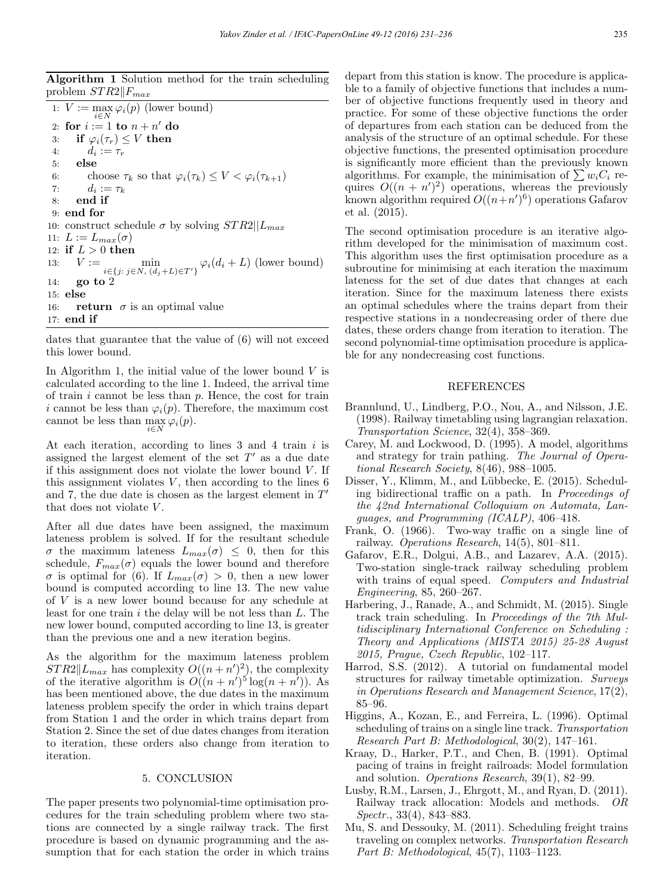**Algorithm 1** Solution method for the train scheduling problem $STR2\|F_{max}$

```
1: V := max_{i∈N} φ_i(p) (lower bound)
2: for i := 1 to n + n' do
3:     if φ_i(τ_r) ≤ V then
4:         d_i := τ_r
5:     else
6:         choose τ_k so that φ_i(τ_k) ≤ V < φ_i(τ_{k+1})
7:         d_i := τ_k
8:     end if
9: end for
10: construct schedule σ by solving STR2||L_max
11: L := L_max(σ)
12: if L > 0 then
13:     V := min_{i∈{j: j∈N, (d_j+L)∈T'}} φ_i(d_i + L) (lower bound)
14:     go to 2
15: else
16:     return σ is an optimal value
17: end if
```

dates that guarantee that the value of (6) will not exceed this lower bound.

In Algorithm 1, the initial value of the lower bound $V$ is calculated according to the line 1. Indeed, the arrival time of train $i$ cannot be less than $p$. Hence, the cost for train $i$ cannot be less than $\varphi_i(p)$. Therefore, the maximum cost cannot be less than $\max_{i\in N} \varphi_i(p)$.

At each iteration, according to lines 3 and 4 train $i$ is assigned the largest element of the set $T'$ as a due date if this assignment does not violate the lower bound $V$. If this assignment violates $V$, then according to the lines 6 and 7, the due date is chosen as the largest element in $T'$ that does not violate $V$.

After all due dates have been assigned, the maximum lateness problem is solved. If for the resultant schedule $\sigma$ the maximum lateness $L_{max}(\sigma) \leq 0$, then for this schedule, $F_{max}(\sigma)$ equals the lower bound and therefore $\sigma$ is optimal for (6). If $L_{max}(\sigma) > 0$, then a new lower bound is computed according to line 13. The new value of $V$ is a new lower bound because for any schedule at least for one train $i$ the delay will be not less than $L$. The new lower bound, computed according to line 13, is greater than the previous one and a new iteration begins.

As the algorithm for the maximum lateness problem $STR2\|L_{max}$ has complexity $O((n+n')^2)$, the complexity of the iterative algorithm is $O((n+n')^5 \log(n+n'))$. As has been mentioned above, the due dates in the maximum lateness problem specify the order in which trains depart from Station 1 and the order in which trains depart from Station 2. Since the set of due dates changes from iteration to iteration, these orders also change from iteration to iteration.

## 5. CONCLUSION

The paper presents two polynomial-time optimisation procedures for the train scheduling problem where two stations are connected by a single railway track. The first procedure is based on dynamic programming and the assumption that for each station the order in which trains depart from this station is know. The procedure is applicable to a family of objective functions that includes a number of objective functions frequently used in theory and practice. For some of these objective functions the order of departures from each station can be deduced from the analysis of the structure of an optimal schedule. For these objective functions, the presented optimisation procedure is significantly more efficient than the previously known algorithms. For example, the minimisation of $\sum w_i C_i$ requires $O((n+n')^2)$ operations, whereas the previously known algorithm required $O((n+n')^6)$ operations Gafarov et al. (2015).

The second optimisation procedure is an iterative algorithm developed for the minimisation of maximum cost. This algorithm uses the first optimisation procedure as a subroutine for minimising at each iteration the maximum lateness for the set of due dates that changes at each iteration. Since for the maximum lateness there exists an optimal schedules where the trains depart from their respective stations in a nondecreasing order of there due dates, these orders change from iteration to iteration. The second polynomial-time optimisation procedure is applicable for any nondecreasing cost functions.

## REFERENCES

Brannlund, U., Lindberg, P.O., Nou, A., and Nilsson, J.E. (1998). Railway timetabling using lagrangian relaxation. *Transportation Science*, 32(4), 358–369.

Carey, M. and Lockwood, D. (1995). A model, algorithms and strategy for train pathing. *The Journal of Operational Research Society*, 8(46), 988–1005.

Disser, Y., Klimm, M., and Lübbecke, E. (2015). Scheduling bidirectional traffic on a path. In *Proceedings of the 42nd International Colloquium on Automata, Languages, and Programming (ICALP)*, 406–418.

Frank, O. (1966). Two-way traffic on a single line of railway. *Operations Research*, 14(5), 801–811.

Gafarov, E.R., Dolgui, A.B., and Lazarev, A.A. (2015). Two-station single-track railway scheduling problem with trains of equal speed. *Computers and Industrial Engineering*, 85, 260–267.

Harbering, J., Ranade, A., and Schmidt, M. (2015). Single track train scheduling. In *Proceedings of the 7th Multidisciplinary International Conference on Scheduling : Theory and Applications (MISTA 2015) 25-28 August 2015, Prague, Czech Republic*, 102–117.

Harrod, S.S. (2012). A tutorial on fundamental model structures for railway timetable optimization. *Surveys in Operations Research and Management Science*, 17(2), 85–96.

Higgins, A., Kozan, E., and Ferreira, L. (1996). Optimal scheduling of trains on a single line track. *Transportation Research Part B: Methodological*, 30(2), 147–161.

Kraay, D., Harker, P.T., and Chen, B. (1991). Optimal pacing of trains in freight railroads: Model formulation and solution. *Operations Research*, 39(1), 82–99.

Lusby, R.M., Larsen, J., Ehrgott, M., and Ryan, D. (2011). Railway track allocation: Models and methods. *OR Spectr.*, 33(4), 843–883.

Mu, S. and Dessouky, M. (2011). Scheduling freight trains traveling on complex networks. *Transportation Research Part B: Methodological*, 45(7), 1103–1123.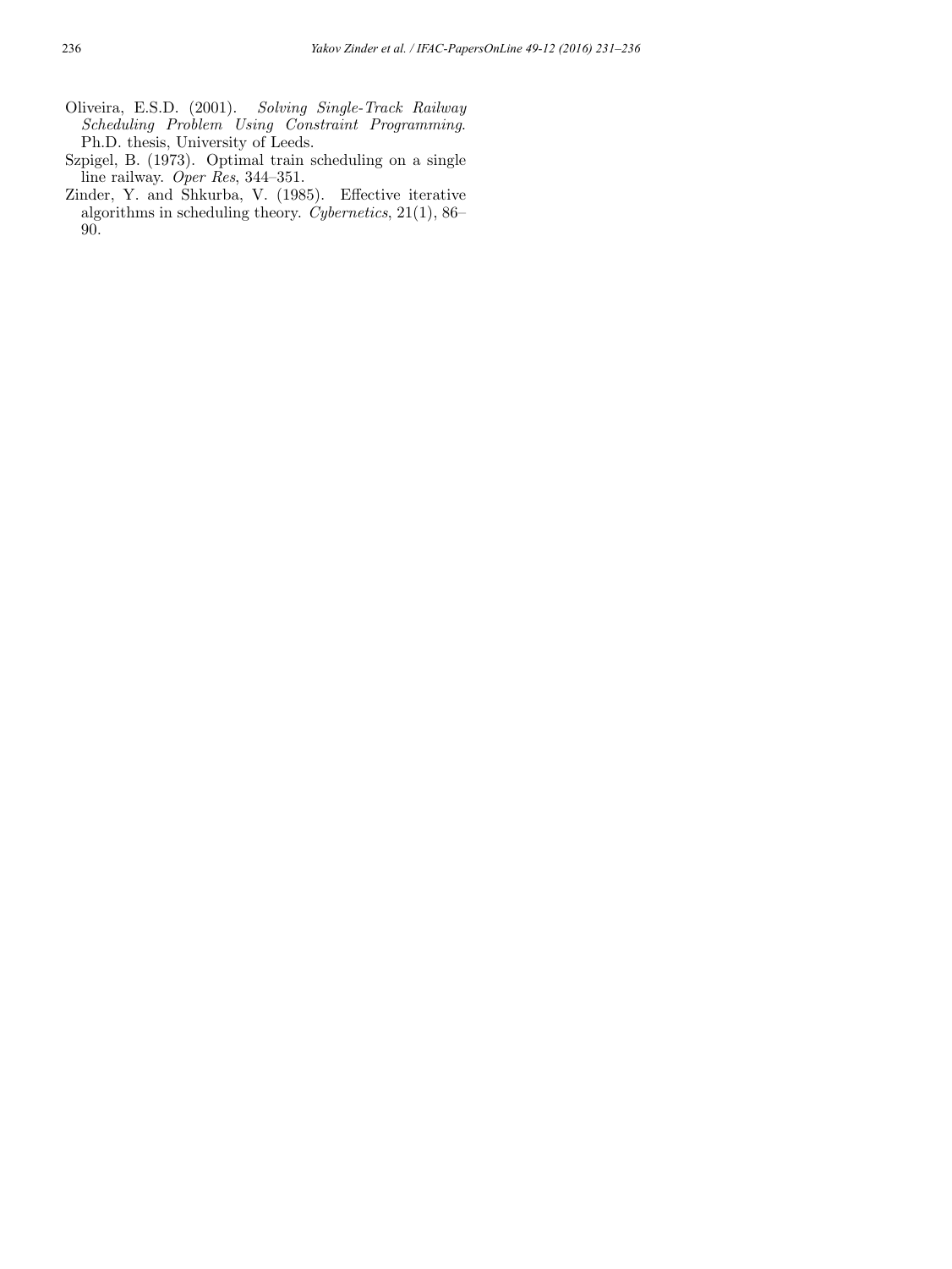Oliveira, E.S.D. (2001). *Solving Single-Track Railway Scheduling Problem Using Constraint Programming*. Ph.D. thesis, University of Leeds.

Szpigel, B. (1973). Optimal train scheduling on a single line railway. *Oper Res*, 344–351.

Zinder, Y. and Shkurba, V. (1985). Effective iterative algorithms in scheduling theory. *Cybernetics*, 21(1), 86–90.